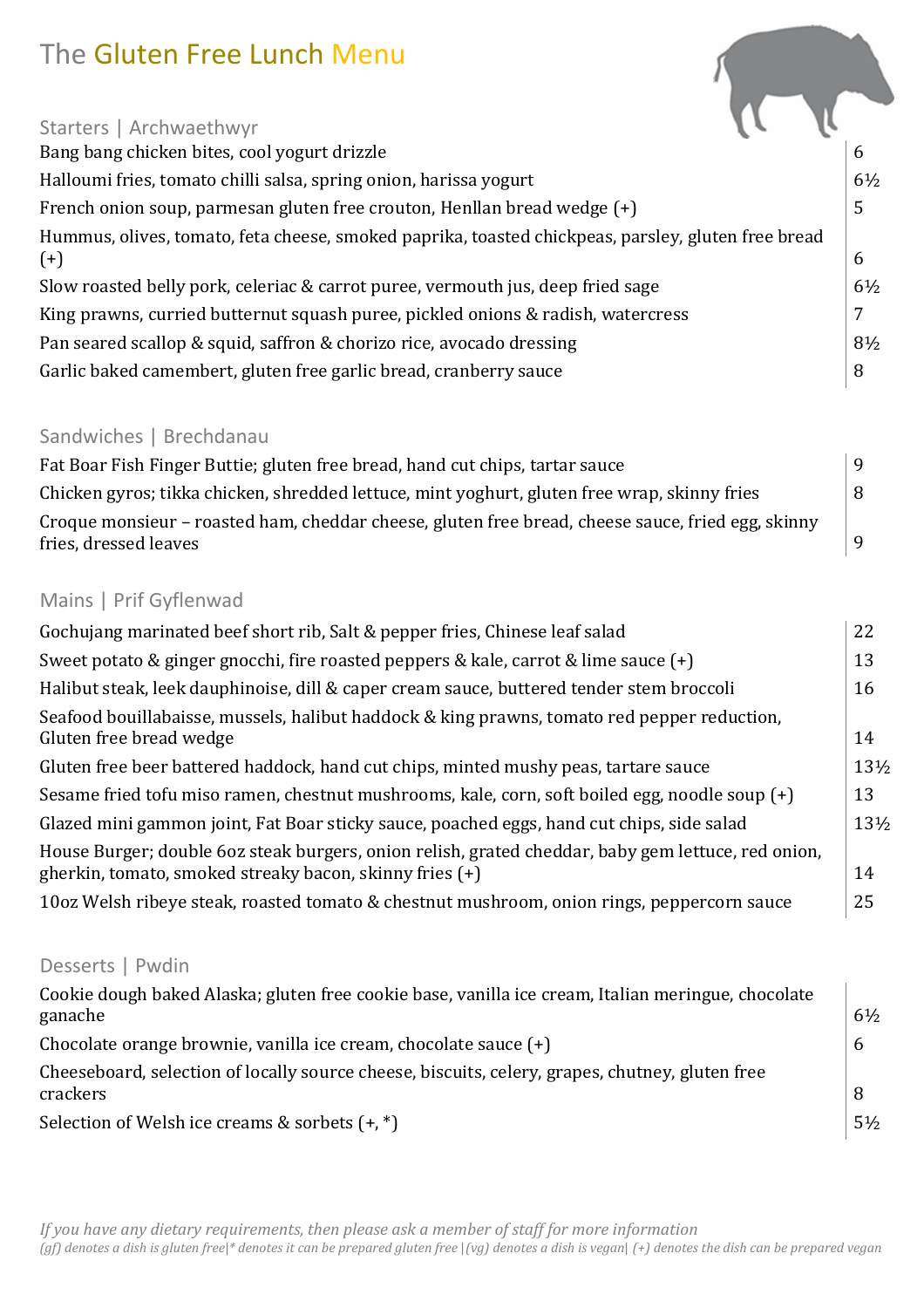# The Gluten Free Lunch Menu

## Starters | Archwaethwyr

| | |
|---|---|
| Bang bang chicken bites, cool yogurt drizzle | 6 |
| Halloumi fries, tomato chilli salsa, spring onion, harissa yogurt | 6½ |
| French onion soup, parmesan gluten free crouton, Henllan bread wedge (+) | 5 |
| Hummus, olives, tomato, feta cheese, smoked paprika, toasted chickpeas, parsley, gluten free bread (+) | 6 |
| Slow roasted belly pork, celeriac & carrot puree, vermouth jus, deep fried sage | 6½ |
| King prawns, curried butternut squash puree, pickled onions & radish, watercress | 7 |
| Pan seared scallop & squid, saffron & chorizo rice, avocado dressing | 8½ |
| Garlic baked camembert, gluten free garlic bread, cranberry sauce | 8 |

## Sandwiches | Brechdanau

| | |
|---|---|
| Fat Boar Fish Finger Buttie; gluten free bread, hand cut chips, tartar sauce | 9 |
| Chicken gyros; tikka chicken, shredded lettuce, mint yoghurt, gluten free wrap, skinny fries | 8 |
| Croque monsieur – roasted ham, cheddar cheese, gluten free bread, cheese sauce, fried egg, skinny fries, dressed leaves | 9 |

## Mains | Prif Gyflenwad

| | |
|---|---|
| Gochujang marinated beef short rib, Salt & pepper fries, Chinese leaf salad | 22 |
| Sweet potato & ginger gnocchi, fire roasted peppers & kale, carrot & lime sauce (+) | 13 |
| Halibut steak, leek dauphinoise, dill & caper cream sauce, buttered tender stem broccoli | 16 |
| Seafood bouillabaisse, mussels, halibut haddock & king prawns, tomato red pepper reduction, Gluten free bread wedge | 14 |
| Gluten free beer battered haddock, hand cut chips, minted mushy peas, tartare sauce | 13½ |
| Sesame fried tofu miso ramen, chestnut mushrooms, kale, corn, soft boiled egg, noodle soup (+) | 13 |
| Glazed mini gammon joint, Fat Boar sticky sauce, poached eggs, hand cut chips, side salad | 13½ |
| House Burger; double 6oz steak burgers, onion relish, grated cheddar, baby gem lettuce, red onion, gherkin, tomato, smoked streaky bacon, skinny fries (+) | 14 |
| 10oz Welsh ribeye steak, roasted tomato & chestnut mushroom, onion rings, peppercorn sauce | 25 |

## Desserts | Pwdin

| | |
|---|---|
| Cookie dough baked Alaska; gluten free cookie base, vanilla ice cream, Italian meringue, chocolate ganache | 6½ |
| Chocolate orange brownie, vanilla ice cream, chocolate sauce (+) | 6 |
| Cheeseboard, selection of locally source cheese, biscuits, celery, grapes, chutney, gluten free crackers | 8 |
| Selection of Welsh ice creams & sorbets (+, *) | 5½ |

*If you have any dietary requirements, then please ask a member of staff for more information*

*(gf) denotes a dish is gluten free|* denotes it can be prepared gluten free |(vg) denotes a dish is vegan| (+) denotes the dish can be prepared vegan*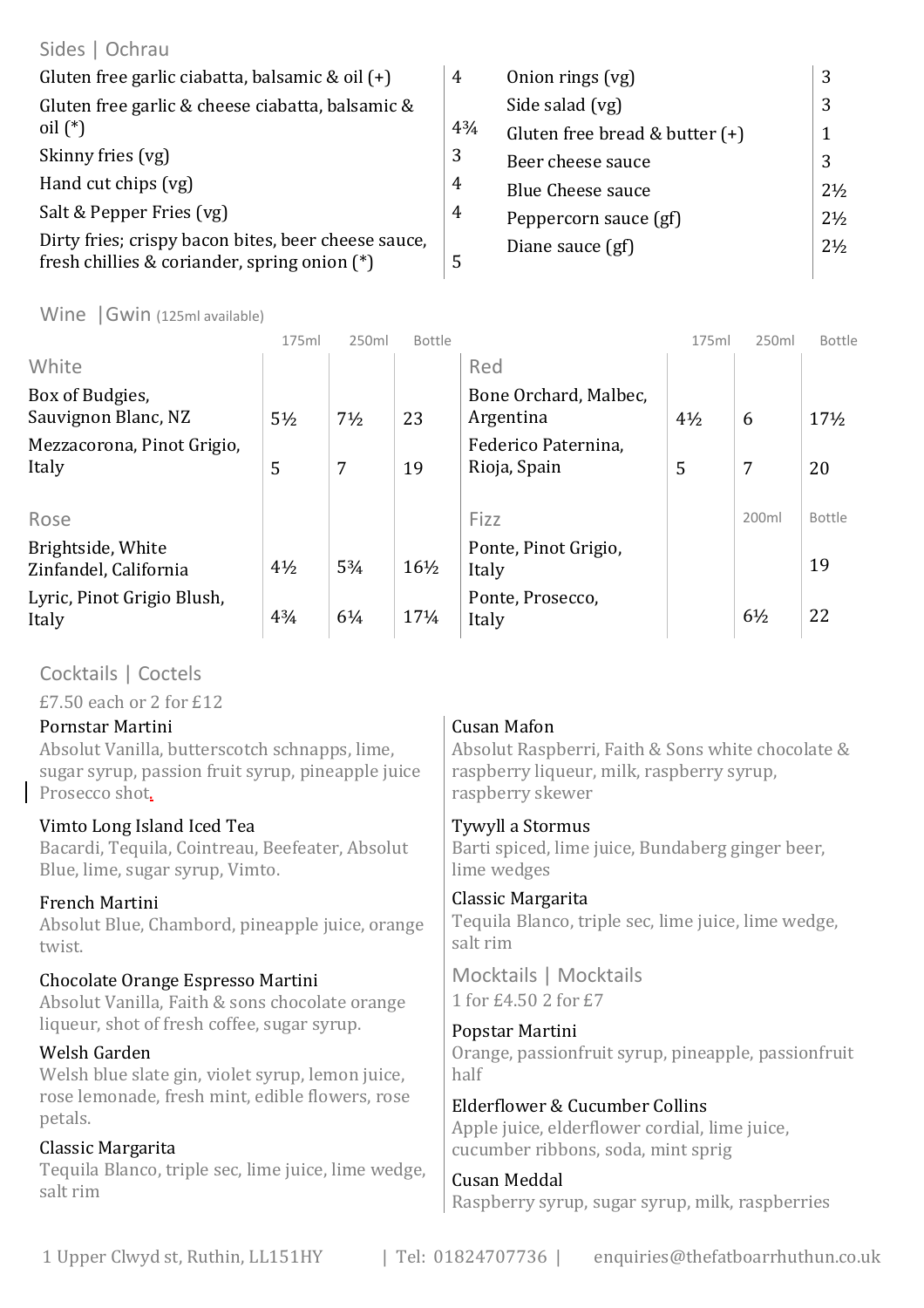## Sides | Ochrau

| | |
|---|---|
| Gluten free garlic ciabatta, balsamic & oil (+) | 4 |
| Gluten free garlic & cheese ciabatta, balsamic & oil (*) | 4¾ |
| Skinny fries (vg) | 3 |
| Hand cut chips (vg) | 4 |
| Salt & Pepper Fries (vg) | 4 |
| Dirty fries; crispy bacon bites, beer cheese sauce, fresh chillies & coriander, spring onion (*) | 5 |
| Onion rings (vg) | 3 |
| Side salad (vg) | 3 |
| Gluten free bread & butter (+) | 1 |
| Beer cheese sauce | 3 |
| Blue Cheese sauce | 2½ |
| Peppercorn sauce (gf) | 2½ |
| Diane sauce (gf) | 2½ |

## Wine |Gwin (125ml available)

| White | 175ml | 250ml | Bottle |
|---|---|---|---|
| Box of Budgies, Sauvignon Blanc, NZ | 5½ | 7½ | 23 |
| Mezzacorona, Pinot Grigio, Italy | 5 | 7 | 19 |
| **Rose** | | | |
| Brightside, White Zinfandel, California | 4½ | 5¾ | 16½ |
| Lyric, Pinot Grigio Blush, Italy | 4¾ | 6¼ | 17¼ |

| Red | 175ml | 250ml | Bottle |
|---|---|---|---|
| Bone Orchard, Malbec, Argentina | 4½ | 6 | 17½ |
| Federico Paternina, Rioja, Spain | 5 | 7 | 20 |
| **Fizz** | | 200ml | Bottle |
| Ponte, Pinot Grigio, Italy | | | 19 |
| Ponte, Prosecco, Italy | | 6½ | 22 |

## Cocktails | Coctels

£7.50 each or 2 for £12

**Pornstar Martini**
Absolut Vanilla, butterscotch schnapps, lime, sugar syrup, passion fruit syrup, pineapple juice Prosecco shot.

**Vimto Long Island Iced Tea**
Bacardi, Tequila, Cointreau, Beefeater, Absolut Blue, lime, sugar syrup, Vimto.

**French Martini**
Absolut Blue, Chambord, pineapple juice, orange twist.

**Chocolate Orange Espresso Martini**
Absolut Vanilla, Faith & sons chocolate orange liqueur, shot of fresh coffee, sugar syrup.

**Welsh Garden**
Welsh blue slate gin, violet syrup, lemon juice, rose lemonade, fresh mint, edible flowers, rose petals.

**Classic Margarita**
Tequila Blanco, triple sec, lime juice, lime wedge, salt rim

**Cusan Mafon**
Absolut Raspberri, Faith & Sons white chocolate & raspberry liqueur, milk, raspberry syrup, raspberry skewer

**Tywyll a Stormus**
Barti spiced, lime juice, Bundaberg ginger beer, lime wedges

**Classic Margarita**
Tequila Blanco, triple sec, lime juice, lime wedge, salt rim

## Mocktails | Mocktails

1 for £4.50 2 for £7

**Popstar Martini**
Orange, passionfruit syrup, pineapple, passionfruit half

**Elderflower & Cucumber Collins**
Apple juice, elderflower cordial, lime juice, cucumber ribbons, soda, mint sprig

**Cusan Meddal**
Raspberry syrup, sugar syrup, milk, raspberries

1 Upper Clwyd st, Ruthin, LL151HY | Tel: 01824707736 | enquiries@thefatboarrhuthun.co.uk